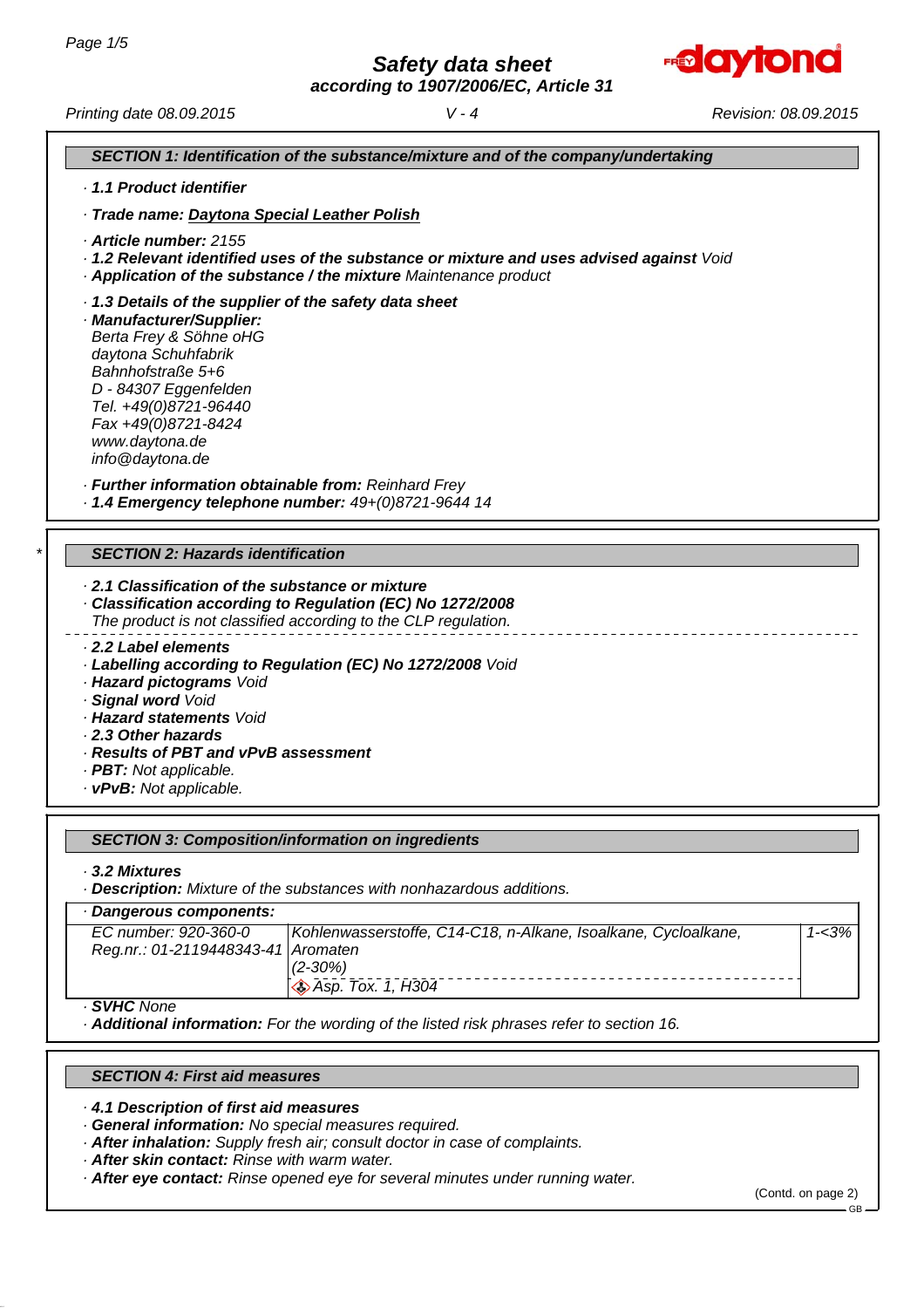# Safety data sheet
*according to 1907/2006/EC, Article 31*

Printing date 08.09.2015 | V - 4 | Revision: 08.09.2015

## SECTION 1: Identification of the substance/mixture and of the company/undertaking

· **1.1 Product identifier**

· **Trade name: Daytona Special Leather Polish**

· **Article number:** 2155
· **1.2 Relevant identified uses of the substance or mixture and uses advised against** Void
· **Application of the substance / the mixture** Maintenance product

· **1.3 Details of the supplier of the safety data sheet**
· **Manufacturer/Supplier:**
Berta Frey & Söhne oHG
daytona Schuhfabrik
Bahnhofstraße 5+6
D - 84307 Eggenfelden
Tel. +49(0)8721-96440
Fax +49(0)8721-8424
www.daytona.de
info@daytona.de

· **Further information obtainable from:** Reinhard Frey
· **1.4 Emergency telephone number:** 49+(0)8721-9644 14

## * SECTION 2: Hazards identification

· **2.1 Classification of the substance or mixture**
· **Classification according to Regulation (EC) No 1272/2008**
The product is not classified according to the CLP regulation.

· **2.2 Label elements**
· **Labelling according to Regulation (EC) No 1272/2008** Void
· **Hazard pictograms** Void
· **Signal word** Void
· **Hazard statements** Void
· **2.3 Other hazards**
· **Results of PBT and vPvB assessment**
· **PBT:** Not applicable.
· **vPvB:** Not applicable.

## SECTION 3: Composition/information on ingredients

· **3.2 Mixtures**
· **Description:** Mixture of the substances with nonhazardous additions.

· **Dangerous components:**

| | | |
|---|---|---|
| EC number: 920-360-0<br>Reg.nr.: 01-2119448343-41 | Kohlenwasserstoffe, C14-C18, n-Alkane, Isoalkane, Cycloalkane, Aromaten<br>(2-30%)<br>Asp. Tox. 1, H304 | 1-<3% |

· **SVHC** None
· **Additional information:** For the wording of the listed risk phrases refer to section 16.

## SECTION 4: First aid measures

· **4.1 Description of first aid measures**
· **General information:** No special measures required.
· **After inhalation:** Supply fresh air; consult doctor in case of complaints.
· **After skin contact:** Rinse with warm water.
· **After eye contact:** Rinse opened eye for several minutes under running water.

(Contd. on page 2)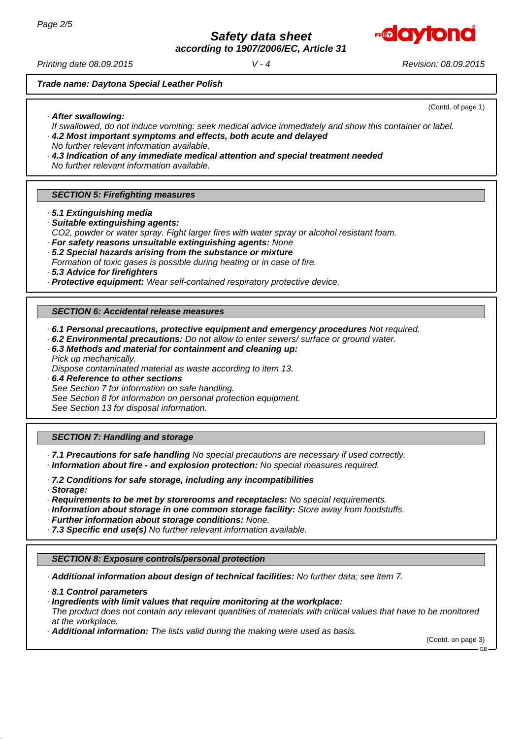*Trade name: Daytona Special Leather Polish*

(Contd. of page 1)

· ***After swallowing:***
*If swallowed, do not induce vomiting: seek medical advice immediately and show this container or label.*
· ***4.2 Most important symptoms and effects, both acute and delayed***
*No further relevant information available.*
· ***4.3 Indication of any immediate medical attention and special treatment needed***
*No further relevant information available.*

## SECTION 5: Firefighting measures

· ***5.1 Extinguishing media***
· ***Suitable extinguishing agents:***
*$CO_2$, powder or water spray. Fight larger fires with water spray or alcohol resistant foam.*
· ***For safety reasons unsuitable extinguishing agents:*** *None*
· ***5.2 Special hazards arising from the substance or mixture***
*Formation of toxic gases is possible during heating or in case of fire.*
· ***5.3 Advice for firefighters***
· ***Protective equipment:*** *Wear self-contained respiratory protective device.*

## SECTION 6: Accidental release measures

· ***6.1 Personal precautions, protective equipment and emergency procedures*** *Not required.*
· ***6.2 Environmental precautions:*** *Do not allow to enter sewers/ surface or ground water.*
· ***6.3 Methods and material for containment and cleaning up:***
*Pick up mechanically.*
*Dispose contaminated material as waste according to item 13.*
· ***6.4 Reference to other sections***
*See Section 7 for information on safe handling.*
*See Section 8 for information on personal protection equipment.*
*See Section 13 for disposal information.*

## SECTION 7: Handling and storage

· ***7.1 Precautions for safe handling*** *No special precautions are necessary if used correctly.*
· ***Information about fire - and explosion protection:*** *No special measures required.*

· ***7.2 Conditions for safe storage, including any incompatibilities***
· ***Storage:***
· ***Requirements to be met by storerooms and receptacles:*** *No special requirements.*
· ***Information about storage in one common storage facility:*** *Store away from foodstuffs.*
· ***Further information about storage conditions:*** *None.*
· ***7.3 Specific end use(s)*** *No further relevant information available.*

## SECTION 8: Exposure controls/personal protection

· ***Additional information about design of technical facilities:*** *No further data; see item 7.*

· ***8.1 Control parameters***
· ***Ingredients with limit values that require monitoring at the workplace:***
*The product does not contain any relevant quantities of materials with critical values that have to be monitored at the workplace.*
· ***Additional information:*** *The lists valid during the making were used as basis.*

(Contd. on page 3)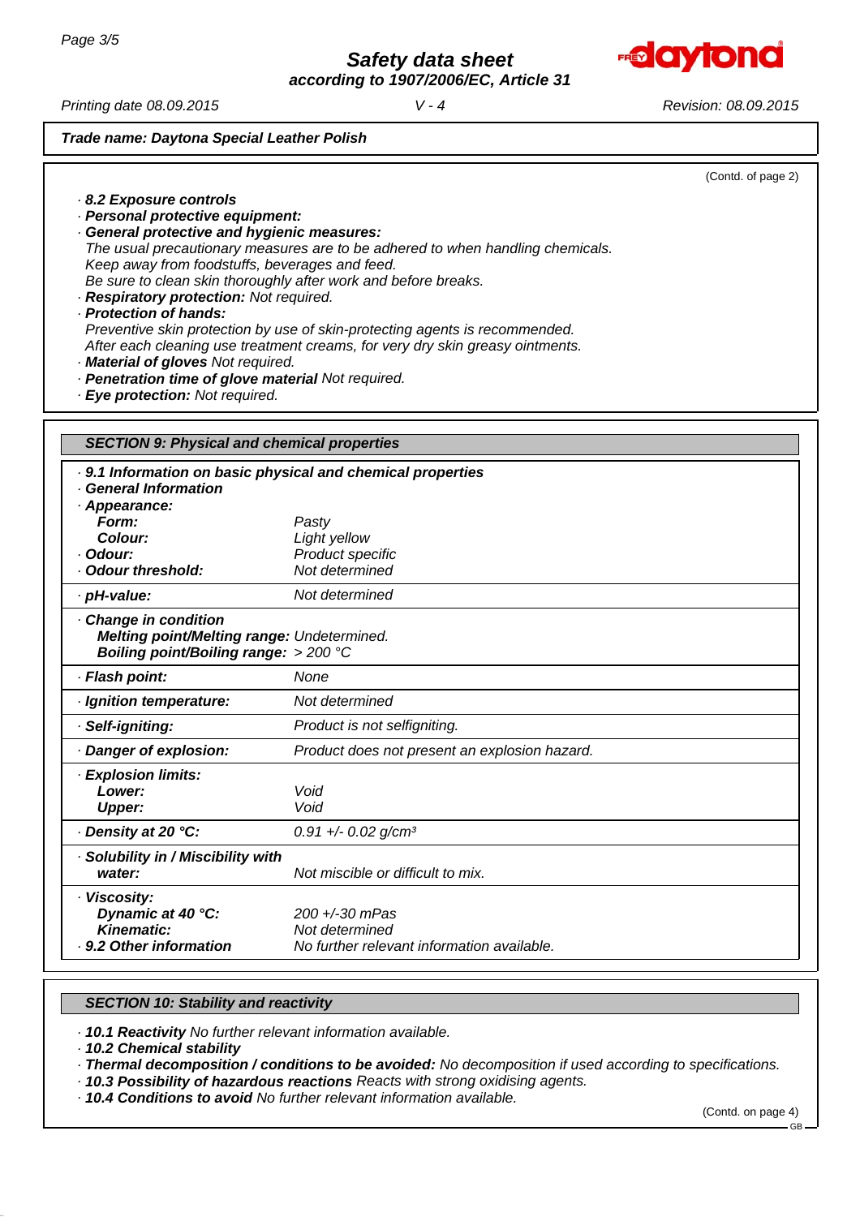**Trade name: Daytona Special Leather Polish**

(Contd. of page 2)

· **8.2 Exposure controls**
· **Personal protective equipment:**
· **General protective and hygienic measures:**
The usual precautionary measures are to be adhered to when handling chemicals.
Keep away from foodstuffs, beverages and feed.
Be sure to clean skin thoroughly after work and before breaks.
· **Respiratory protection:** Not required.
· **Protection of hands:**
Preventive skin protection by use of skin-protecting agents is recommended.
After each cleaning use treatment creams, for very dry skin greasy ointments.
· **Material of gloves** Not required.
· **Penetration time of glove material** Not required.
· **Eye protection:** Not required.

## SECTION 9: Physical and chemical properties

· **9.1 Information on basic physical and chemical properties**
· **General Information**
· **Appearance:**

| | |
|---|---|
| **Form:** | Pasty |
| **Colour:** | Light yellow |
| · **Odour:** | Product specific |
| · **Odour threshold:** | Not determined |
| · **pH-value:** | Not determined |
| · **Change in condition** | |
| **Melting point/Melting range:** | Undetermined. |
| **Boiling point/Boiling range:** | > 200 °C |
| · **Flash point:** | None |
| · **Ignition temperature:** | Not determined |
| · **Self-igniting:** | Product is not selfigniting. |
| · **Danger of explosion:** | Product does not present an explosion hazard. |
| · **Explosion limits:** | |
| **Lower:** | Void |
| **Upper:** | Void |
| · **Density at 20 °C:** | 0.91 +/- 0.02 g/cm³ |
| · **Solubility in / Miscibility with water:** | Not miscible or difficult to mix. |
| · **Viscosity:** | |
| **Dynamic at 40 °C:** | 200 +/-30 mPas |
| **Kinematic:** | Not determined |
| · **9.2 Other information** | No further relevant information available. |

## SECTION 10: Stability and reactivity

· **10.1 Reactivity** No further relevant information available.
· **10.2 Chemical stability**
· **Thermal decomposition / conditions to be avoided:** No decomposition if used according to specifications.
· **10.3 Possibility of hazardous reactions** Reacts with strong oxidising agents.
· **10.4 Conditions to avoid** No further relevant information available.

(Contd. on page 4)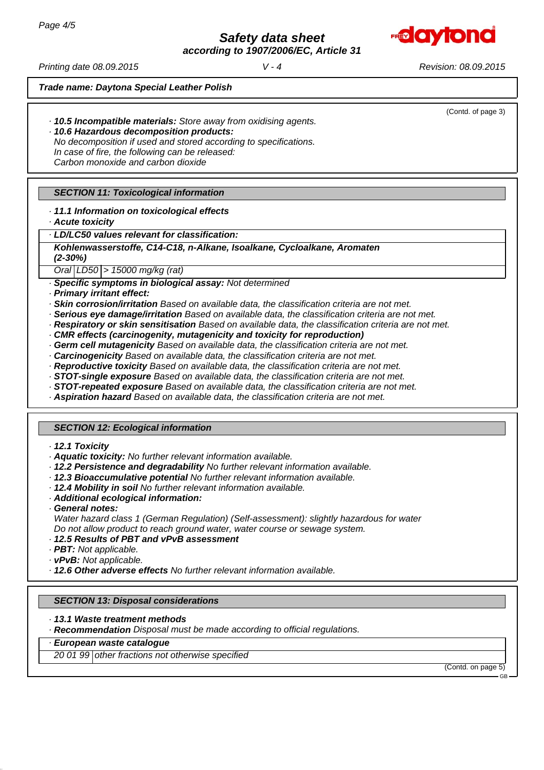**Trade name: Daytona Special Leather Polish**

(Contd. of page 3)

· **10.5 Incompatible materials:** Store away from oxidising agents.
· **10.6 Hazardous decomposition products:**
No decomposition if used and stored according to specifications.
In case of fire, the following can be released:
Carbon monoxide and carbon dioxide

## SECTION 11: Toxicological information

· **11.1 Information on toxicological effects**
· **Acute toxicity**

| · **LD/LC50 values relevant for classification:** | | |
|---|---|---|
| **Kohlenwasserstoffe, C14-C18, n-Alkane, Isoalkane, Cycloalkane, Aromaten (2-30%)** | | |
| Oral | LD50 | > 15000 mg/kg (rat) |

· **Specific symptoms in biological assay:** Not determined
· **Primary irritant effect:**
· **Skin corrosion/irritation** Based on available data, the classification criteria are not met.
· **Serious eye damage/irritation** Based on available data, the classification criteria are not met.
· **Respiratory or skin sensitisation** Based on available data, the classification criteria are not met.
· **CMR effects (carcinogenity, mutagenicity and toxicity for reproduction)**
· **Germ cell mutagenicity** Based on available data, the classification criteria are not met.
· **Carcinogenicity** Based on available data, the classification criteria are not met.
· **Reproductive toxicity** Based on available data, the classification criteria are not met.
· **STOT-single exposure** Based on available data, the classification criteria are not met.
· **STOT-repeated exposure** Based on available data, the classification criteria are not met.
· **Aspiration hazard** Based on available data, the classification criteria are not met.

## SECTION 12: Ecological information

· **12.1 Toxicity**
· **Aquatic toxicity:** No further relevant information available.
· **12.2 Persistence and degradability** No further relevant information available.
· **12.3 Bioaccumulative potential** No further relevant information available.
· **12.4 Mobility in soil** No further relevant information available.
· **Additional ecological information:**
· **General notes:**
Water hazard class 1 (German Regulation) (Self-assessment): slightly hazardous for water
Do not allow product to reach ground water, water course or sewage system.
· **12.5 Results of PBT and vPvB assessment**
· **PBT:** Not applicable.
· **vPvB:** Not applicable.
· **12.6 Other adverse effects** No further relevant information available.

## SECTION 13: Disposal considerations

· **13.1 Waste treatment methods**
· **Recommendation** Disposal must be made according to official regulations.

| · **European waste catalogue** | |
|---|---|
| 20 01 99 | other fractions not otherwise specified |

(Contd. on page 5)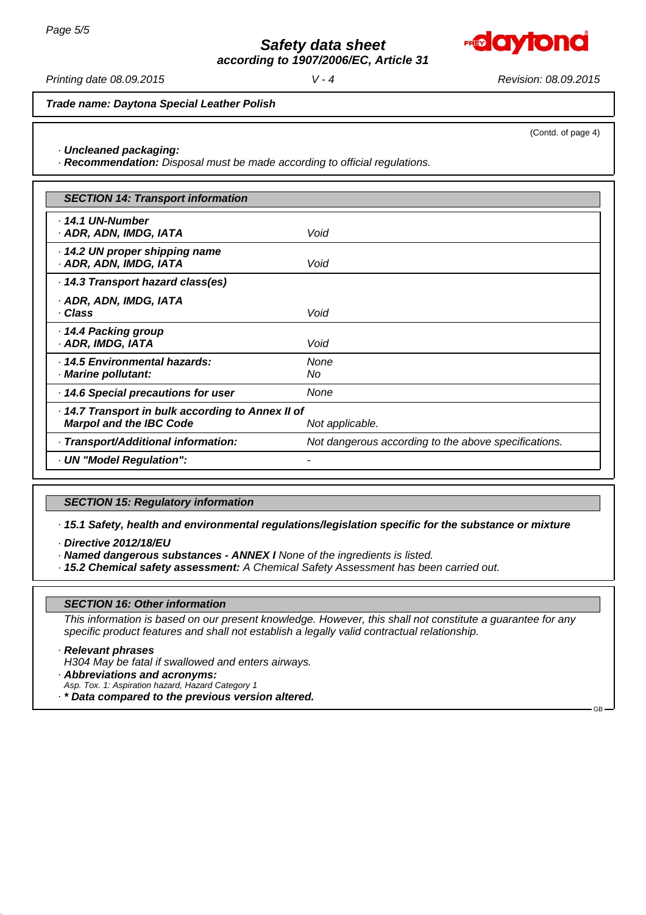**Trade name: Daytona Special Leather Polish**

(Contd. of page 4)

· **Uncleaned packaging:**
· **Recommendation:** Disposal must be made according to official regulations.

## SECTION 14: Transport information

| | |
|---|---|
| · **14.1 UN-Number** · **ADR, ADN, IMDG, IATA** | Void |
| · **14.2 UN proper shipping name** · **ADR, ADN, IMDG, IATA** | Void |
| · **14.3 Transport hazard class(es)** · **ADR, ADN, IMDG, IATA** · **Class** | Void |
| · **14.4 Packing group** · **ADR, IMDG, IATA** | Void |
| · **14.5 Environmental hazards:** · **Marine pollutant:** | None No |
| · **14.6 Special precautions for user** | None |
| · **14.7 Transport in bulk according to Annex II of Marpol and the IBC Code** | Not applicable. |
| · **Transport/Additional information:** | Not dangerous according to the above specifications. |
| · **UN "Model Regulation":** | - |

## SECTION 15: Regulatory information

· **15.1 Safety, health and environmental regulations/legislation specific for the substance or mixture**

· **Directive 2012/18/EU**
· **Named dangerous substances - ANNEX I** None of the ingredients is listed.
· **15.2 Chemical safety assessment:** A Chemical Safety Assessment has been carried out.

## SECTION 16: Other information

This information is based on our present knowledge. However, this shall not constitute a guarantee for any specific product features and shall not establish a legally valid contractual relationship.

· **Relevant phrases**
H304 May be fatal if swallowed and enters airways.
· **Abbreviations and acronyms:**
Asp. Tox. 1: Aspiration hazard, Hazard Category 1
· *** Data compared to the previous version altered.**